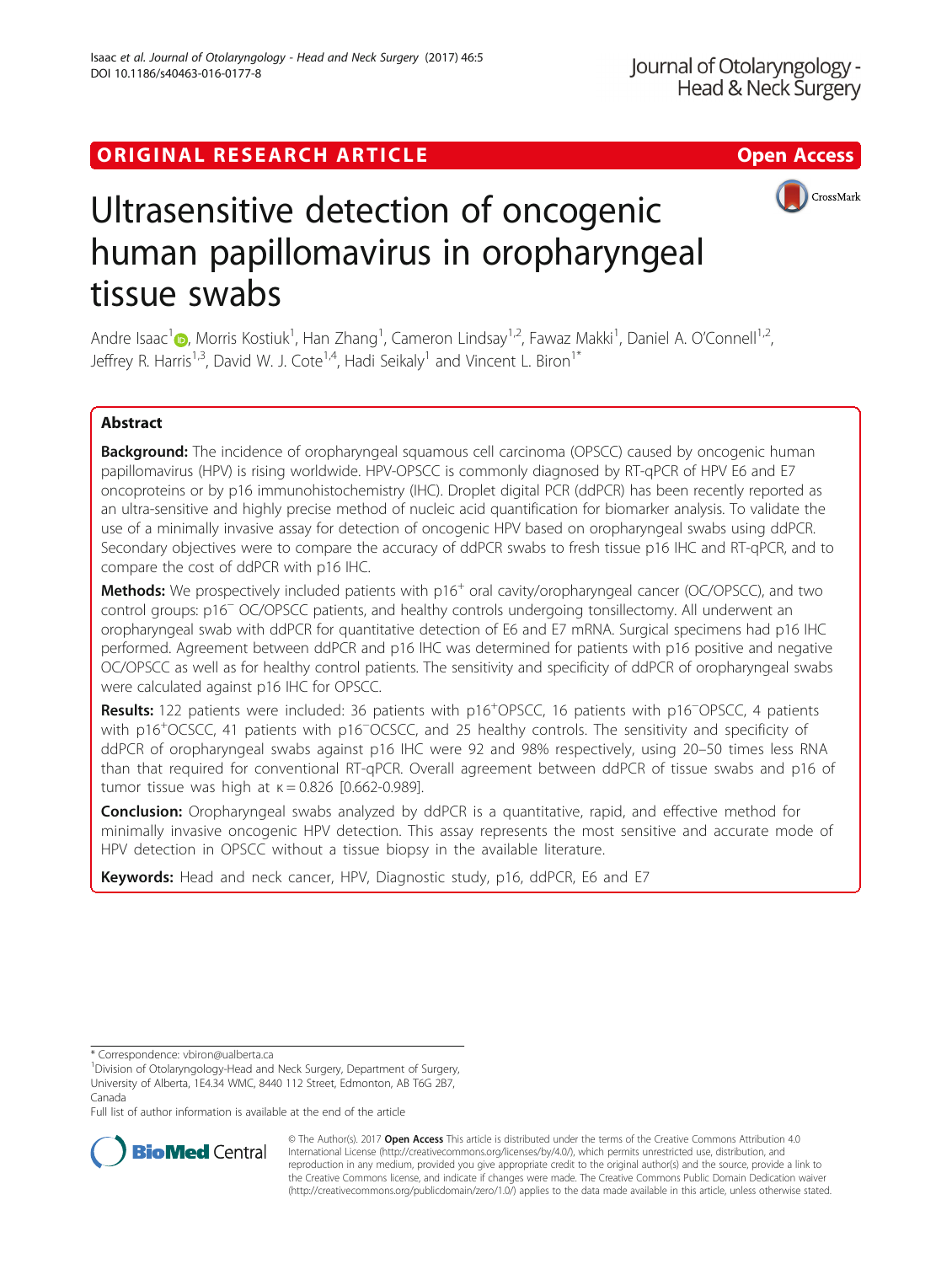ORIGINAL RESEARCH ARTICLE

Open Access

# Ultrasensitive detection of oncogenic human papillomavirus in oropharyngeal tissue swabs

Andre Isaac[1], Morris Kostiuk[1], Han Zhang[1], Cameron Lindsay[1,2], Fawaz Makki[1], Daniel A. O'Connell[1,2], Jeffrey R. Harris[1,3], David W. J. Cote[1,4], Hadi Seikaly[1] and Vincent L. Biron[1*]

## Abstract

**Background:** The incidence of oropharyngeal squamous cell carcinoma (OPSCC) caused by oncogenic human papillomavirus (HPV) is rising worldwide. HPV-OPSCC is commonly diagnosed by RT-qPCR of HPV E6 and E7 oncoproteins or by p16 immunohistochemistry (IHC). Droplet digital PCR (ddPCR) has been recently reported as an ultra-sensitive and highly precise method of nucleic acid quantification for biomarker analysis. To validate the use of a minimally invasive assay for detection of oncogenic HPV based on oropharyngeal swabs using ddPCR. Secondary objectives were to compare the accuracy of ddPCR swabs to fresh tissue p16 IHC and RT-qPCR, and to compare the cost of ddPCR with p16 IHC.

**Methods:** We prospectively included patients with $p16^{+}$ oral cavity/oropharyngeal cancer (OC/OPSCC), and two control groups: $p16^{-}$ OC/OPSCC patients, and healthy controls undergoing tonsillectomy. All underwent an oropharyngeal swab with ddPCR for quantitative detection of E6 and E7 mRNA. Surgical specimens had p16 IHC performed. Agreement between ddPCR and p16 IHC was determined for patients with p16 positive and negative OC/OPSCC as well as for healthy control patients. The sensitivity and specificity of ddPCR of oropharyngeal swabs were calculated against p16 IHC for OPSCC.

**Results:** 122 patients were included: 36 patients with $p16^{+}$OPSCC, 16 patients with $p16^{-}$OPSCC, 4 patients with $p16^{+}$OCSCC, 41 patients with $p16^{-}$OCSCC, and 25 healthy controls. The sensitivity and specificity of ddPCR of oropharyngeal swabs against p16 IHC were 92 and 98% respectively, using 20–50 times less RNA than that required for conventional RT-qPCR. Overall agreement between ddPCR of tissue swabs and p16 of tumor tissue was high at $\kappa = 0.826$ [0.662-0.989].

**Conclusion:** Oropharyngeal swabs analyzed by ddPCR is a quantitative, rapid, and effective method for minimally invasive oncogenic HPV detection. This assay represents the most sensitive and accurate mode of HPV detection in OPSCC without a tissue biopsy in the available literature.

**Keywords:** Head and neck cancer, HPV, Diagnostic study, p16, ddPCR, E6 and E7

\* Correspondence: vbiron@ualberta.ca

[1]Division of Otolaryngology-Head and Neck Surgery, Department of Surgery, University of Alberta, 1E4.34 WMC, 8440 112 Street, Edmonton, AB T6G 2B7, Canada

Full list of author information is available at the end of the article

© The Author(s). 2017 **Open Access** This article is distributed under the terms of the Creative Commons Attribution 4.0 International License (http://creativecommons.org/licenses/by/4.0/), which permits unrestricted use, distribution, and reproduction in any medium, provided you give appropriate credit to the original author(s) and the source, provide a link to the Creative Commons license, and indicate if changes were made. The Creative Commons Public Domain Dedication waiver (http://creativecommons.org/publicdomain/zero/1.0/) applies to the data made available in this article, unless otherwise stated.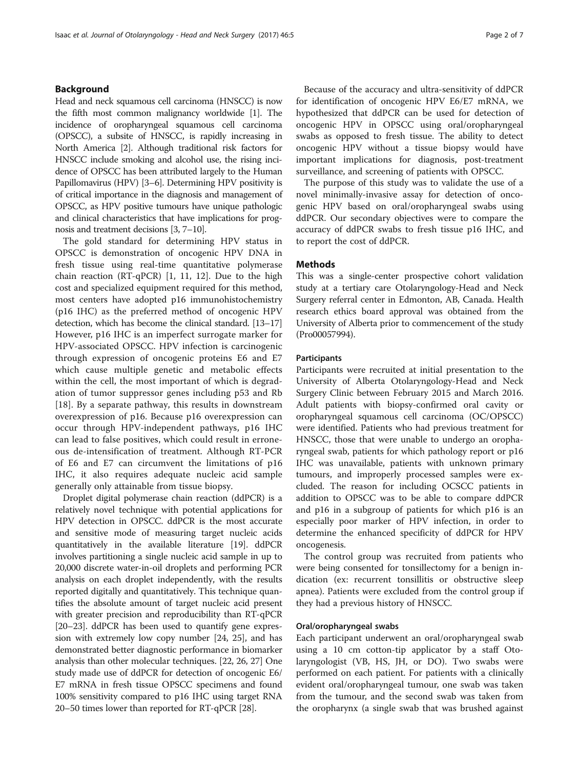## Background

Head and neck squamous cell carcinoma (HNSCC) is now the fifth most common malignancy worldwide [1]. The incidence of oropharyngeal squamous cell carcinoma (OPSCC), a subsite of HNSCC, is rapidly increasing in North America [2]. Although traditional risk factors for HNSCC include smoking and alcohol use, the rising incidence of OPSCC has been attributed largely to the Human Papillomavirus (HPV) [3–6]. Determining HPV positivity is of critical importance in the diagnosis and management of OPSCC, as HPV positive tumours have unique pathologic and clinical characteristics that have implications for prognosis and treatment decisions [3, 7–10].

The gold standard for determining HPV status in OPSCC is demonstration of oncogenic HPV DNA in fresh tissue using real-time quantitative polymerase chain reaction (RT-qPCR) [1, 11, 12]. Due to the high cost and specialized equipment required for this method, most centers have adopted p16 immunohistochemistry (p16 IHC) as the preferred method of oncogenic HPV detection, which has become the clinical standard. [13–17] However, p16 IHC is an imperfect surrogate marker for HPV-associated OPSCC. HPV infection is carcinogenic through expression of oncogenic proteins E6 and E7 which cause multiple genetic and metabolic effects within the cell, the most important of which is degradation of tumor suppressor genes including p53 and Rb [18]. By a separate pathway, this results in downstream overexpression of p16. Because p16 overexpression can occur through HPV-independent pathways, p16 IHC can lead to false positives, which could result in erroneous de-intensification of treatment. Although RT-PCR of E6 and E7 can circumvent the limitations of p16 IHC, it also requires adequate nucleic acid sample generally only attainable from tissue biopsy.

Droplet digital polymerase chain reaction (ddPCR) is a relatively novel technique with potential applications for HPV detection in OPSCC. ddPCR is the most accurate and sensitive mode of measuring target nucleic acids quantitatively in the available literature [19]. ddPCR involves partitioning a single nucleic acid sample in up to 20,000 discrete water-in-oil droplets and performing PCR analysis on each droplet independently, with the results reported digitally and quantitatively. This technique quantifies the absolute amount of target nucleic acid present with greater precision and reproducibility than RT-qPCR [20–23]. ddPCR has been used to quantify gene expression with extremely low copy number [24, 25], and has demonstrated better diagnostic performance in biomarker analysis than other molecular techniques. [22, 26, 27] One study made use of ddPCR for detection of oncogenic E6/E7 mRNA in fresh tissue OPSCC specimens and found 100% sensitivity compared to p16 IHC using target RNA 20–50 times lower than reported for RT-qPCR [28].

Because of the accuracy and ultra-sensitivity of ddPCR for identification of oncogenic HPV E6/E7 mRNA, we hypothesized that ddPCR can be used for detection of oncogenic HPV in OPSCC using oral/oropharyngeal swabs as opposed to fresh tissue. The ability to detect oncogenic HPV without a tissue biopsy would have important implications for diagnosis, post-treatment surveillance, and screening of patients with OPSCC.

The purpose of this study was to validate the use of a novel minimally-invasive assay for detection of oncogenic HPV based on oral/oropharyngeal swabs using ddPCR. Our secondary objectives were to compare the accuracy of ddPCR swabs to fresh tissue p16 IHC, and to report the cost of ddPCR.

## Methods

This was a single-center prospective cohort validation study at a tertiary care Otolaryngology-Head and Neck Surgery referral center in Edmonton, AB, Canada. Health research ethics board approval was obtained from the University of Alberta prior to commencement of the study (Pro00057994).

### Participants

Participants were recruited at initial presentation to the University of Alberta Otolaryngology-Head and Neck Surgery Clinic between February 2015 and March 2016. Adult patients with biopsy-confirmed oral cavity or oropharyngeal squamous cell carcinoma (OC/OPSCC) were identified. Patients who had previous treatment for HNSCC, those that were unable to undergo an oropharyngeal swab, patients for which pathology report or p16 IHC was unavailable, patients with unknown primary tumours, and improperly processed samples were excluded. The reason for including OCSCC patients in addition to OPSCC was to be able to compare ddPCR and p16 in a subgroup of patients for which p16 is an especially poor marker of HPV infection, in order to determine the enhanced specificity of ddPCR for HPV oncogenesis.

The control group was recruited from patients who were being consented for tonsillectomy for a benign indication (ex: recurrent tonsillitis or obstructive sleep apnea). Patients were excluded from the control group if they had a previous history of HNSCC.

### Oral/oropharyngeal swabs

Each participant underwent an oral/oropharyngeal swab using a 10 cm cotton-tip applicator by a staff Otolaryngologist (VB, HS, JH, or DO). Two swabs were performed on each patient. For patients with a clinically evident oral/oropharyngeal tumour, one swab was taken from the tumour, and the second swab was taken from the oropharynx (a single swab that was brushed against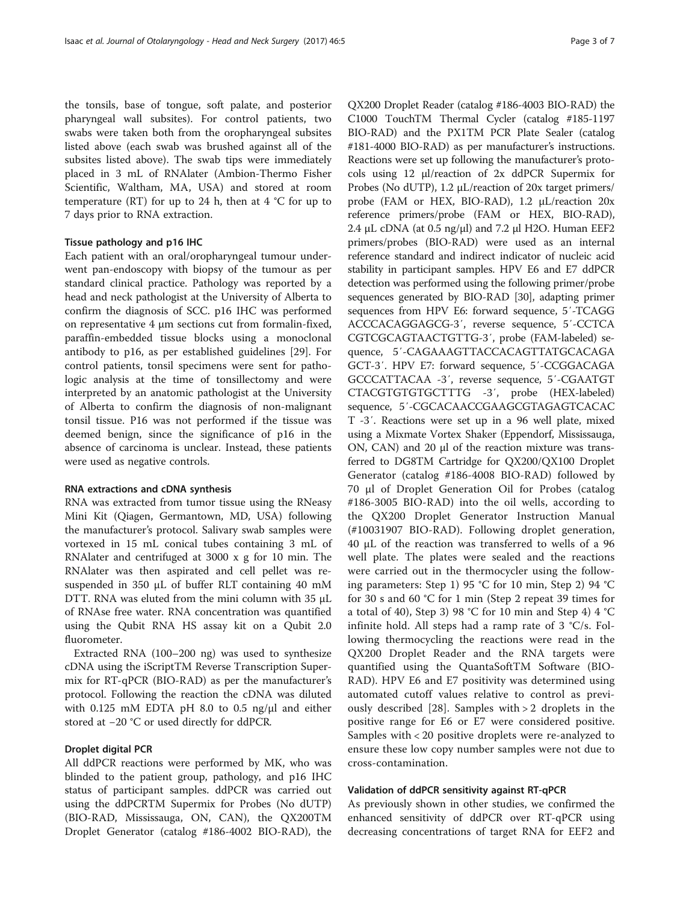the tonsils, base of tongue, soft palate, and posterior pharyngeal wall subsites). For control patients, two swabs were taken both from the oropharyngeal subsites listed above (each swab was brushed against all of the subsites listed above). The swab tips were immediately placed in 3 mL of RNAlater (Ambion-Thermo Fisher Scientific, Waltham, MA, USA) and stored at room temperature (RT) for up to 24 h, then at 4 °C for up to 7 days prior to RNA extraction.

### Tissue pathology and p16 IHC

Each patient with an oral/oropharyngeal tumour underwent pan-endoscopy with biopsy of the tumour as per standard clinical practice. Pathology was reported by a head and neck pathologist at the University of Alberta to confirm the diagnosis of SCC. p16 IHC was performed on representative 4 μm sections cut from formalin-fixed, paraffin-embedded tissue blocks using a monoclonal antibody to p16, as per established guidelines [29]. For control patients, tonsil specimens were sent for pathologic analysis at the time of tonsillectomy and were interpreted by an anatomic pathologist at the University of Alberta to confirm the diagnosis of non-malignant tonsil tissue. P16 was not performed if the tissue was deemed benign, since the significance of p16 in the absence of carcinoma is unclear. Instead, these patients were used as negative controls.

### RNA extractions and cDNA synthesis

RNA was extracted from tumor tissue using the RNeasy Mini Kit (Qiagen, Germantown, MD, USA) following the manufacturer's protocol. Salivary swab samples were vortexed in 15 mL conical tubes containing 3 mL of RNAlater and centrifuged at 3000 x g for 10 min. The RNAlater was then aspirated and cell pellet was resuspended in 350 μL of buffer RLT containing 40 mM DTT. RNA was eluted from the mini column with 35 μL of RNAse free water. RNA concentration was quantified using the Qubit RNA HS assay kit on a Qubit 2.0 fluorometer.

Extracted RNA (100–200 ng) was used to synthesize cDNA using the iScriptTM Reverse Transcription Supermix for RT-qPCR (BIO-RAD) as per the manufacturer's protocol. Following the reaction the cDNA was diluted with 0.125 mM EDTA pH 8.0 to 0.5 ng/μl and either stored at −20 °C or used directly for ddPCR.

### Droplet digital PCR

All ddPCR reactions were performed by MK, who was blinded to the patient group, pathology, and p16 IHC status of participant samples. ddPCR was carried out using the ddPCRTM Supermix for Probes (No dUTP) (BIO-RAD, Mississauga, ON, CAN), the QX200TM Droplet Generator (catalog #186-4002 BIO-RAD), the QX200 Droplet Reader (catalog #186-4003 BIO-RAD) the C1000 TouchTM Thermal Cycler (catalog #185-1197 BIO-RAD) and the PX1TM PCR Plate Sealer (catalog #181-4000 BIO-RAD) as per manufacturer's instructions. Reactions were set up following the manufacturer's protocols using 12 μl/reaction of 2x ddPCR Supermix for Probes (No dUTP), 1.2 μL/reaction of 20x target primers/probe (FAM or HEX, BIO-RAD), 1.2 μL/reaction 20x reference primers/probe (FAM or HEX, BIO-RAD), 2.4 μL cDNA (at 0.5 ng/μl) and 7.2 μl H2O. Human EEF2 primers/probes (BIO-RAD) were used as an internal reference standard and indirect indicator of nucleic acid stability in participant samples. HPV E6 and E7 ddPCR detection was performed using the following primer/probe sequences generated by BIO-RAD [30], adapting primer sequences from HPV E6: forward sequence, 5′-TCAGGACCCACAGGAGCG-3′, reverse sequence, 5′-CCTCACGTCGCAGTAACTGTTG-3′, probe (FAM-labeled) sequence, 5′-CAGAAAGTTACCACAGTTATGCACAGAGCT-3′. HPV E7: forward sequence, 5′-CCGGACAGAGCCCATTACAA -3′, reverse sequence, 5′-CGAATGTCTACGTGTGTGCTTTG -3′, probe (HEX-labeled) sequence, 5′-CGCACAACCGAAGCGTAGAGTCACACT -3′. Reactions were set up in a 96 well plate, mixed using a Mixmate Vortex Shaker (Eppendorf, Mississauga, ON, CAN) and 20 μl of the reaction mixture was transferred to DG8TM Cartridge for QX200/QX100 Droplet Generator (catalog #186-4008 BIO-RAD) followed by 70 μl of Droplet Generation Oil for Probes (catalog #186-3005 BIO-RAD) into the oil wells, according to the QX200 Droplet Generator Instruction Manual (#10031907 BIO-RAD). Following droplet generation, 40 μL of the reaction was transferred to wells of a 96 well plate. The plates were sealed and the reactions were carried out in the thermocycler using the following parameters: Step 1) 95 °C for 10 min, Step 2) 94 °C for 30 s and 60 °C for 1 min (Step 2 repeat 39 times for a total of 40), Step 3) 98 °C for 10 min and Step 4) 4 °C infinite hold. All steps had a ramp rate of 3 °C/s. Following thermocycling the reactions were read in the QX200 Droplet Reader and the RNA targets were quantified using the QuantaSoftTM Software (BIO-RAD). HPV E6 and E7 positivity was determined using automated cutoff values relative to control as previously described [28]. Samples with > 2 droplets in the positive range for E6 or E7 were considered positive. Samples with < 20 positive droplets were re-analyzed to ensure these low copy number samples were not due to cross-contamination.

### Validation of ddPCR sensitivity against RT-qPCR

As previously shown in other studies, we confirmed the enhanced sensitivity of ddPCR over RT-qPCR using decreasing concentrations of target RNA for EEF2 and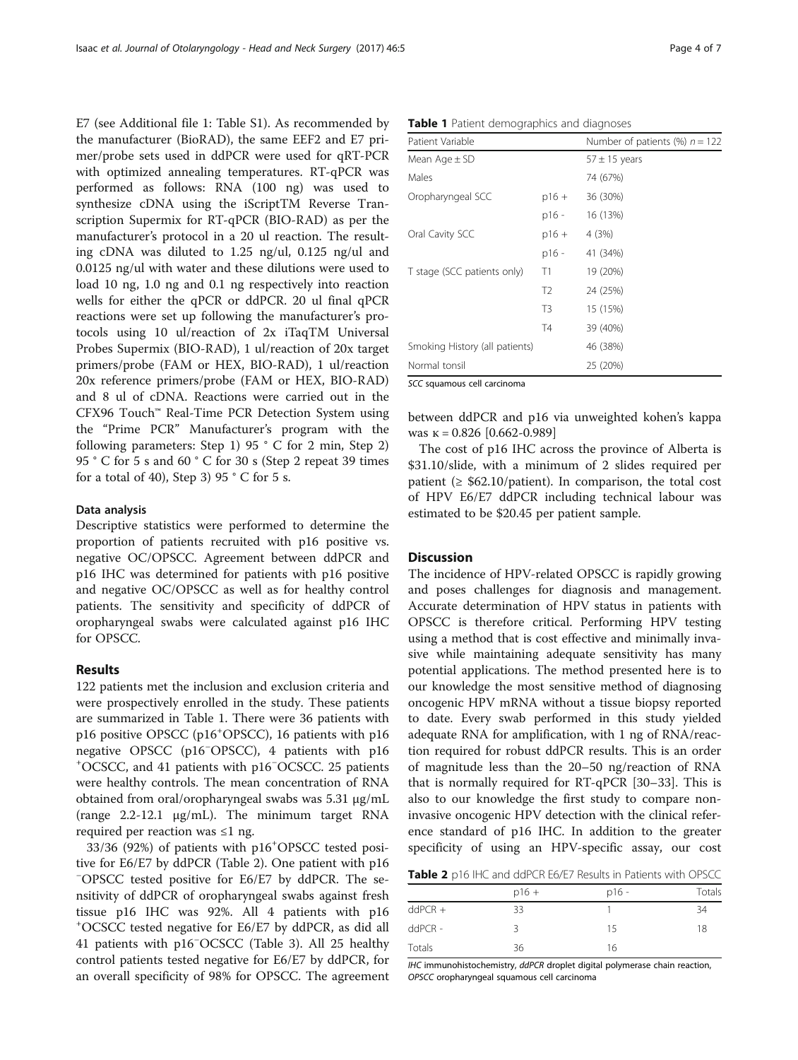E7 (see Additional file 1: Table S1). As recommended by the manufacturer (BioRAD), the same EEF2 and E7 primer/probe sets used in ddPCR were used for qRT-PCR with optimized annealing temperatures. RT-qPCR was performed as follows: RNA (100 ng) was used to synthesize cDNA using the iScriptTM Reverse Transcription Supermix for RT-qPCR (BIO-RAD) as per the manufacturer's protocol in a 20 ul reaction. The resulting cDNA was diluted to 1.25 ng/ul, 0.125 ng/ul and 0.0125 ng/ul with water and these dilutions were used to load 10 ng, 1.0 ng and 0.1 ng respectively into reaction wells for either the qPCR or ddPCR. 20 ul final qPCR reactions were set up following the manufacturer's protocols using 10 ul/reaction of 2x iTaqTM Universal Probes Supermix (BIO-RAD), 1 ul/reaction of 20x target primers/probe (FAM or HEX, BIO-RAD), 1 ul/reaction 20x reference primers/probe (FAM or HEX, BIO-RAD) and 8 ul of cDNA. Reactions were carried out in the CFX96 Touch™ Real-Time PCR Detection System using the "Prime PCR" Manufacturer's program with the following parameters: Step 1) 95 ° C for 2 min, Step 2) 95 ° C for 5 s and 60 ° C for 30 s (Step 2 repeat 39 times for a total of 40), Step 3) 95 ° C for 5 s.

#### Data analysis

Descriptive statistics were performed to determine the proportion of patients recruited with p16 positive vs. negative OC/OPSCC. Agreement between ddPCR and p16 IHC was determined for patients with p16 positive and negative OC/OPSCC as well as for healthy control patients. The sensitivity and specificity of ddPCR of oropharyngeal swabs were calculated against p16 IHC for OPSCC.

## Results

122 patients met the inclusion and exclusion criteria and were prospectively enrolled in the study. These patients are summarized in Table 1. There were 36 patients with p16 positive OPSCC (p16$^+$OPSCC), 16 patients with p16 negative OPSCC (p16$^-$OPSCC), 4 patients with p16$^+$OCSCC, and 41 patients with p16$^-$OCSCC. 25 patients were healthy controls. The mean concentration of RNA obtained from oral/oropharyngeal swabs was 5.31 μg/mL (range 2.2-12.1 μg/mL). The minimum target RNA required per reaction was ≤1 ng.

33/36 (92%) of patients with p16$^+$OPSCC tested positive for E6/E7 by ddPCR (Table 2). One patient with p16$^-$OPSCC tested positive for E6/E7 by ddPCR. The sensitivity of ddPCR of oropharyngeal swabs against fresh tissue p16 IHC was 92%. All 4 patients with p16$^+$OCSCC tested negative for E6/E7 by ddPCR, as did all 41 patients with p16$^-$OCSCC (Table 3). All 25 healthy control patients tested negative for E6/E7 by ddPCR, for an overall specificity of 98% for OPSCC. The agreement between ddPCR and p16 via unweighted kohen's kappa was κ = 0.826 [0.662-0.989]

The cost of p16 IHC across the province of Alberta is $31.10/slide, with a minimum of 2 slides required per patient (≥ $62.10/patient). In comparison, the total cost of HPV E6/E7 ddPCR including technical labour was estimated to be $20.45 per patient sample.

**Table 1** Patient demographics and diagnoses

| Patient Variable | | Number of patients (%) $n = 122$ |
|---|---|---|
| Mean Age ± SD | | 57 ± 15 years |
| Males | | 74 (67%) |
| Oropharyngeal SCC | p16 + | 36 (30%) |
| | p16 - | 16 (13%) |
| Oral Cavity SCC | p16 + | 4 (3%) |
| | p16 - | 41 (34%) |
| T stage (SCC patients only) | T1 | 19 (20%) |
| | T2 | 24 (25%) |
| | T3 | 15 (15%) |
| | T4 | 39 (40%) |
| Smoking History (all patients) | | 46 (38%) |
| Normal tonsil | | 25 (20%) |

*SCC* squamous cell carcinoma

## Discussion

The incidence of HPV-related OPSCC is rapidly growing and poses challenges for diagnosis and management. Accurate determination of HPV status in patients with OPSCC is therefore critical. Performing HPV testing using a method that is cost effective and minimally invasive while maintaining adequate sensitivity has many potential applications. The method presented here is to our knowledge the most sensitive method of diagnosing oncogenic HPV mRNA without a tissue biopsy reported to date. Every swab performed in this study yielded adequate RNA for amplification, with 1 ng of RNA/reaction required for robust ddPCR results. This is an order of magnitude less than the 20–50 ng/reaction of RNA that is normally required for RT-qPCR [30–33]. This is also to our knowledge the first study to compare non-invasive oncogenic HPV detection with the clinical reference standard of p16 IHC. In addition to the greater specificity of using an HPV-specific assay, our cost

**Table 2** p16 IHC and ddPCR E6/E7 Results in Patients with OPSCC

| | p16 + | p16 - | Totals |
|---|---|---|---|
| ddPCR + | 33 | 1 | 34 |
| ddPCR - | 3 | 15 | 18 |
| Totals | 36 | 16 | |

*IHC* immunohistochemistry, *ddPCR* droplet digital polymerase chain reaction, *OPSCC* oropharyngeal squamous cell carcinoma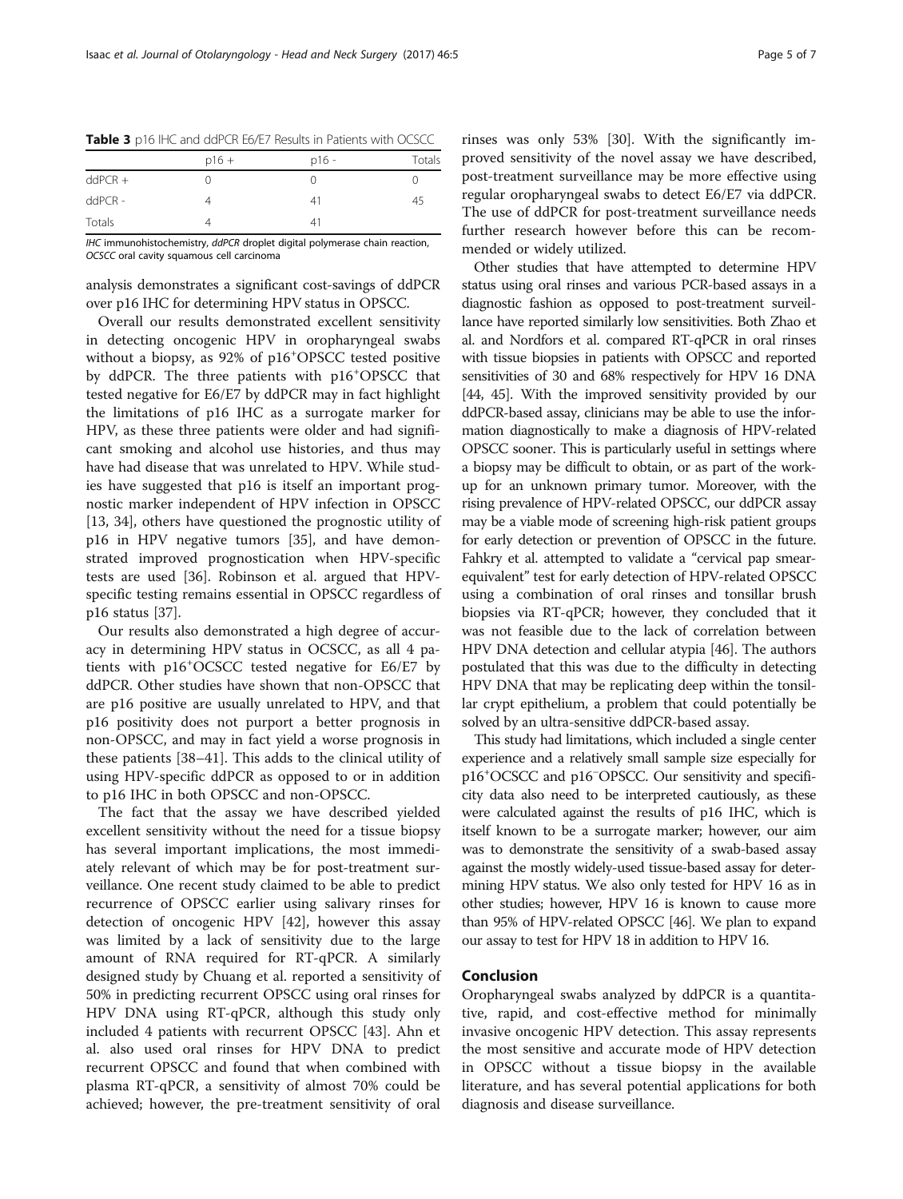**Table 3** p16 IHC and ddPCR E6/E7 Results in Patients with OCSCC

| | p16 + | p16 - | Totals |
|---|---|---|---|
| ddPCR + | 0 | 0 | 0 |
| ddPCR - | 4 | 41 | 45 |
| Totals | 4 | 41 | |

*IHC* immunohistochemistry, *ddPCR* droplet digital polymerase chain reaction, *OCSCC* oral cavity squamous cell carcinoma

analysis demonstrates a significant cost-savings of ddPCR over p16 IHC for determining HPV status in OPSCC.

Overall our results demonstrated excellent sensitivity in detecting oncogenic HPV in oropharyngeal swabs without a biopsy, as 92% of $p16^+$OPSCC tested positive by ddPCR. The three patients with $p16^+$OPSCC that tested negative for E6/E7 by ddPCR may in fact highlight the limitations of p16 IHC as a surrogate marker for HPV, as these three patients were older and had significant smoking and alcohol use histories, and thus may have had disease that was unrelated to HPV. While studies have suggested that p16 is itself an important prognostic marker independent of HPV infection in OPSCC [13, 34], others have questioned the prognostic utility of p16 in HPV negative tumors [35], and have demonstrated improved prognostication when HPV-specific tests are used [36]. Robinson et al. argued that HPV-specific testing remains essential in OPSCC regardless of p16 status [37].

Our results also demonstrated a high degree of accuracy in determining HPV status in OCSCC, as all 4 patients with $p16^+$OCSCC tested negative for E6/E7 by ddPCR. Other studies have shown that non-OPSCC that are p16 positive are usually unrelated to HPV, and that p16 positivity does not purport a better prognosis in non-OPSCC, and may in fact yield a worse prognosis in these patients [38–41]. This adds to the clinical utility of using HPV-specific ddPCR as opposed to or in addition to p16 IHC in both OPSCC and non-OPSCC.

The fact that the assay we have described yielded excellent sensitivity without the need for a tissue biopsy has several important implications, the most immediately relevant of which may be for post-treatment surveillance. One recent study claimed to be able to predict recurrence of OPSCC earlier using salivary rinses for detection of oncogenic HPV [42], however this assay was limited by a lack of sensitivity due to the large amount of RNA required for RT-qPCR. A similarly designed study by Chuang et al. reported a sensitivity of 50% in predicting recurrent OPSCC using oral rinses for HPV DNA using RT-qPCR, although this study only included 4 patients with recurrent OPSCC [43]. Ahn et al. also used oral rinses for HPV DNA to predict recurrent OPSCC and found that when combined with plasma RT-qPCR, a sensitivity of almost 70% could be achieved; however, the pre-treatment sensitivity of oral rinses was only 53% [30]. With the significantly improved sensitivity of the novel assay we have described, post-treatment surveillance may be more effective using regular oropharyngeal swabs to detect E6/E7 via ddPCR. The use of ddPCR for post-treatment surveillance needs further research however before this can be recommended or widely utilized.

Other studies that have attempted to determine HPV status using oral rinses and various PCR-based assays in a diagnostic fashion as opposed to post-treatment surveillance have reported similarly low sensitivities. Both Zhao et al. and Nordfors et al. compared RT-qPCR in oral rinses with tissue biopsies in patients with OPSCC and reported sensitivities of 30 and 68% respectively for HPV 16 DNA [44, 45]. With the improved sensitivity provided by our ddPCR-based assay, clinicians may be able to use the information diagnostically to make a diagnosis of HPV-related OPSCC sooner. This is particularly useful in settings where a biopsy may be difficult to obtain, or as part of the workup for an unknown primary tumor. Moreover, with the rising prevalence of HPV-related OPSCC, our ddPCR assay may be a viable mode of screening high-risk patient groups for early detection or prevention of OPSCC in the future. Fahkry et al. attempted to validate a "cervical pap smear-equivalent" test for early detection of HPV-related OPSCC using a combination of oral rinses and tonsillar brush biopsies via RT-qPCR; however, they concluded that it was not feasible due to the lack of correlation between HPV DNA detection and cellular atypia [46]. The authors postulated that this was due to the difficulty in detecting HPV DNA that may be replicating deep within the tonsillar crypt epithelium, a problem that could potentially be solved by an ultra-sensitive ddPCR-based assay.

This study had limitations, which included a single center experience and a relatively small sample size especially for $p16^+$OCSCC and $p16^-$OPSCC. Our sensitivity and specificity data also need to be interpreted cautiously, as these were calculated against the results of p16 IHC, which is itself known to be a surrogate marker; however, our aim was to demonstrate the sensitivity of a swab-based assay against the mostly widely-used tissue-based assay for determining HPV status. We also only tested for HPV 16 as in other studies; however, HPV 16 is known to cause more than 95% of HPV-related OPSCC [46]. We plan to expand our assay to test for HPV 18 in addition to HPV 16.

## Conclusion

Oropharyngeal swabs analyzed by ddPCR is a quantitative, rapid, and cost-effective method for minimally invasive oncogenic HPV detection. This assay represents the most sensitive and accurate mode of HPV detection in OPSCC without a tissue biopsy in the available literature, and has several potential applications for both diagnosis and disease surveillance.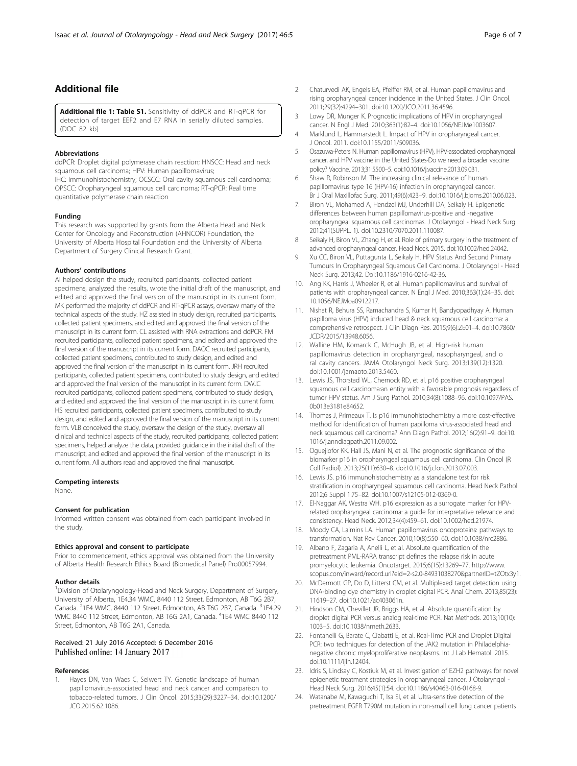## Additional file

**Additional file 1: Table S1.** Sensitivity of ddPCR and RT-qPCR for detection of target EEF2 and E7 RNA in serially diluted samples. (DOC 82 kb)

#### Abbreviations

ddPCR: Droplet digital polymerase chain reaction; HNSCC: Head and neck squamous cell carcinoma; HPV: Human papillomavirus; IHC: Immunohistochemistry; OCSCC: Oral cavity squamous cell carcinoma; OPSCC: Oropharyngeal squamous cell carcinoma; RT-qPCR: Real time quantitative polymerase chain reaction

#### Funding

This research was supported by grants from the Alberta Head and Neck Center for Oncology and Reconstruction (AHNCOR) Foundation, the University of Alberta Hospital Foundation and the University of Alberta Department of Surgery Clinical Research Grant.

#### Authors' contributions

AI helped design the study, recruited participants, collected patient specimens, analyzed the results, wrote the initial draft of the manuscript, and edited and approved the final version of the manuscript in its current form. MK performed the majority of ddPCR and RT-qPCR assays, oversaw many of the technical aspects of the study. HZ assisted in study design, recruited participants, collected patient specimens, and edited and approved the final version of the manuscript in its current form. CL assisted with RNA extractions and ddPCR. FM recruited participants, collected patient specimens, and edited and approved the final version of the manuscript in its current form. DAOC recruited participants, collected patient specimens, contributed to study design, and edited and approved the final version of the manuscript in its current form. JRH recruited participants, collected patient specimens, contributed to study design, and edited and approved the final version of the manuscript in its current form. DWJC recruited participants, collected patient specimens, contributed to study design, and edited and approved the final version of the manuscript in its current form. HS recruited participants, collected patient specimens, contributed to study design, and edited and approved the final version of the manuscript in its current form. VLB conceived the study, oversaw the design of the study, oversaw all clinical and technical aspects of the study, recruited participants, collected patient specimens, helped analyze the data, provided guidance in the initial draft of the manuscript, and edited and approved the final version of the manuscript in its current form. All authors read and approved the final manuscript.

#### Competing interests

None.

#### Consent for publication

Informed written consent was obtained from each participant involved in the study.

#### Ethics approval and consent to participate

Prior to commencement, ethics approval was obtained from the University of Alberta Health Research Ethics Board (Biomedical Panel) Pro00057994.

#### Author details

[1]Division of Otolaryngology-Head and Neck Surgery, Department of Surgery, University of Alberta, 1E4.34 WMC, 8440 112 Street, Edmonton, AB T6G 2B7, Canada. [2]1E4 WMC, 8440 112 Street, Edmonton, AB T6G 2B7, Canada. [3]1E4.29 WMC 8440 112 Street, Edmonton, AB T6G 2A1, Canada. [4]1E4 WMC 8440 112 Street, Edmonton, AB T6G 2A1, Canada.

Received: 21 July 2016 Accepted: 6 December 2016
Published online: 14 January 2017

#### References

1. Hayes DN, Van Waes C, Seiwert TY. Genetic landscape of human papillomavirus-associated head and neck cancer and comparison to tobacco-related tumors. J Clin Oncol. 2015;33(29):3227–34. doi:10.1200/JCO.2015.62.1086.
2. Chaturvedi AK, Engels EA, Pfeiffer RM, et al. Human papillomavirus and rising oropharyngeal cancer incidence in the United States. J Clin Oncol. 2011;29(32):4294–301. doi:10.1200/JCO.2011.36.4596.
3. Lowy DR, Munger K. Prognostic implications of HPV in oropharyngeal cancer. N Engl J Med. 2010;363(1):82–4. doi:10.1056/NEJMe1003607.
4. Marklund L, Hammarstedt L. Impact of HPV in oropharyngeal cancer. J Oncol. 2011. doi:10.1155/2011/509036.
5. Osazuwa-Peters N. Human papillomavirus (HPV), HPV-associated oropharyngeal cancer, and HPV vaccine in the United States-Do we need a broader vaccine policy? Vaccine. 2013;31:5500–5. doi:10.1016/j.vaccine.2013.09.031.
6. Shaw R, Robinson M. The increasing clinical relevance of human papillomavirus type 16 (HPV-16) infection in oropharyngeal cancer. Br J Oral Maxillofac Surg. 2011;49(6):423–9. doi:10.1016/j.bjoms.2010.06.023.
7. Biron VL, Mohamed A, Hendzel MJ, Underhill DA, Seikaly H. Epigenetic differences between human papillomavirus-positive and -negative oropharyngeal squamous cell carcinomas. J Otolaryngol - Head Neck Surg. 2012;41(SUPPL. 1). doi:10.2310/7070.2011.110087.
8. Seikaly H, Biron VL, Zhang H, et al. Role of primary surgery in the treatment of advanced oropharyngeal cancer. Head Neck. 2015. doi:10.1002/hed.24042.
9. Xu CC, Biron VL, Puttagunta L, Seikaly H. HPV Status And Second Primary Tumours In Oropharyngeal Squamous Cell Carcinoma. J Otolaryngol - Head Neck Surg. 2013;42. Doi:10.1186/1916-0216-42-36.
10. Ang KK, Harris J, Wheeler R, et al. Human papillomavirus and survival of patients with oropharyngeal cancer. N Engl J Med. 2010;363(1):24–35. doi: 10.1056/NEJMoa0912217.
11. Nishat R, Behura SS, Ramachandra S, Kumar H, Bandyopadhyay A. Human papilloma virus (HPV) induced head & neck squamous cell carcinoma: a comprehensive retrospect. J Clin Diagn Res. 2015;9(6):ZE01–4. doi:10.7860/JCDR/2015/13948.6056.
12. Walline HM, Komarck C, McHugh JB, et al. High-risk human papillomavirus detection in oropharyngeal, nasopharyngeal, and o ral cavity cancers. JAMA Otolaryngol Neck Surg. 2013;139(12):1320. doi:10.1001/jamaoto.2013.5460.
13. Lewis JS, Thorstad WL, Chernock RD, et al. p16 positive oropharyngeal squamous cell carcinoma:an entity with a favorable prognosis regardless of tumor HPV status. Am J Surg Pathol. 2010;34(8):1088–96. doi:10.1097/PAS.0b013e3181e84652.
14. Thomas J, Primeaux T. Is p16 immunohistochemistry a more cost-effective method for identification of human papilloma virus-associated head and neck squamous cell carcinoma? Ann Diagn Pathol. 2012;16(2):91–9. doi:10.1016/j.anndiagpath.2011.09.002.
15. Oguejiofor KK, Hall JS, Mani N, et al. The prognostic significance of the biomarker p16 in oropharyngeal squamous cell carcinoma. Clin Oncol (R Coll Radiol). 2013;25(11):630–8. doi:10.1016/j.clon.2013.07.003.
16. Lewis JS. p16 immunohistochemistry as a standalone test for risk stratification in oropharyngeal squamous cell carcinoma. Head Neck Pathol. 2012;6 Suppl 1:75–82. doi:10.1007/s12105-012-0369-0.
17. El-Naggar AK, Westra WH. p16 expression as a surrogate marker for HPV-related oropharyngeal carcinoma: a guide for interpretative relevance and consistency. Head Neck. 2012;34(4):459–61. doi:10.1002/hed.21974.
18. Moody CA, Laimins LA. Human papillomavirus oncoproteins: pathways to transformation. Nat Rev Cancer. 2010;10(8):550–60. doi:10.1038/nrc2886.
19. Albano F, Zagaria A, Anelli L, et al. Absolute quantification of the pretreatment PML-RARA transcript defines the relapse risk in acute promyelocytic leukemia. Oncotarget. 2015;6(15):13269–77. http://www.scopus.com/inward/record.url?eid=2-s2.0-84931038270&partnerID=tZOtx3y1.
20. McDermott GP, Do D, Litterst CM, et al. Multiplexed target detection using DNA-binding dye chemistry in droplet digital PCR. Anal Chem. 2013;85(23):11619–27. doi:10.1021/ac403061n.
21. Hindson CM, Chevillet JR, Briggs HA, et al. Absolute quantification by droplet digital PCR versus analog real-time PCR. Nat Methods. 2013;10(10):1003–5. doi:10.1038/nmeth.2633.
22. Fontanelli G, Barate C, Ciabatti E, et al. Real-Time PCR and Droplet Digital PCR: two techniques for detection of the JAK2 mutation in Philadelphia-negative chronic myeloproliferative neoplasms. Int J Lab Hematol. 2015. doi:10.1111/ijlh.12404.
23. Idris S, Lindsay C, Kostiuk M, et al. Investigation of EZH2 pathways for novel epigenetic treatment strategies in oropharyngeal cancer. J Otolaryngol - Head Neck Surg. 2016;45(1):54. doi:10.1186/s40463-016-0168-9.
24. Watanabe M, Kawaguchi T, Isa SI, et al. Ultra-sensitive detection of the pretreatment EGFR T790M mutation in non-small cell lung cancer patients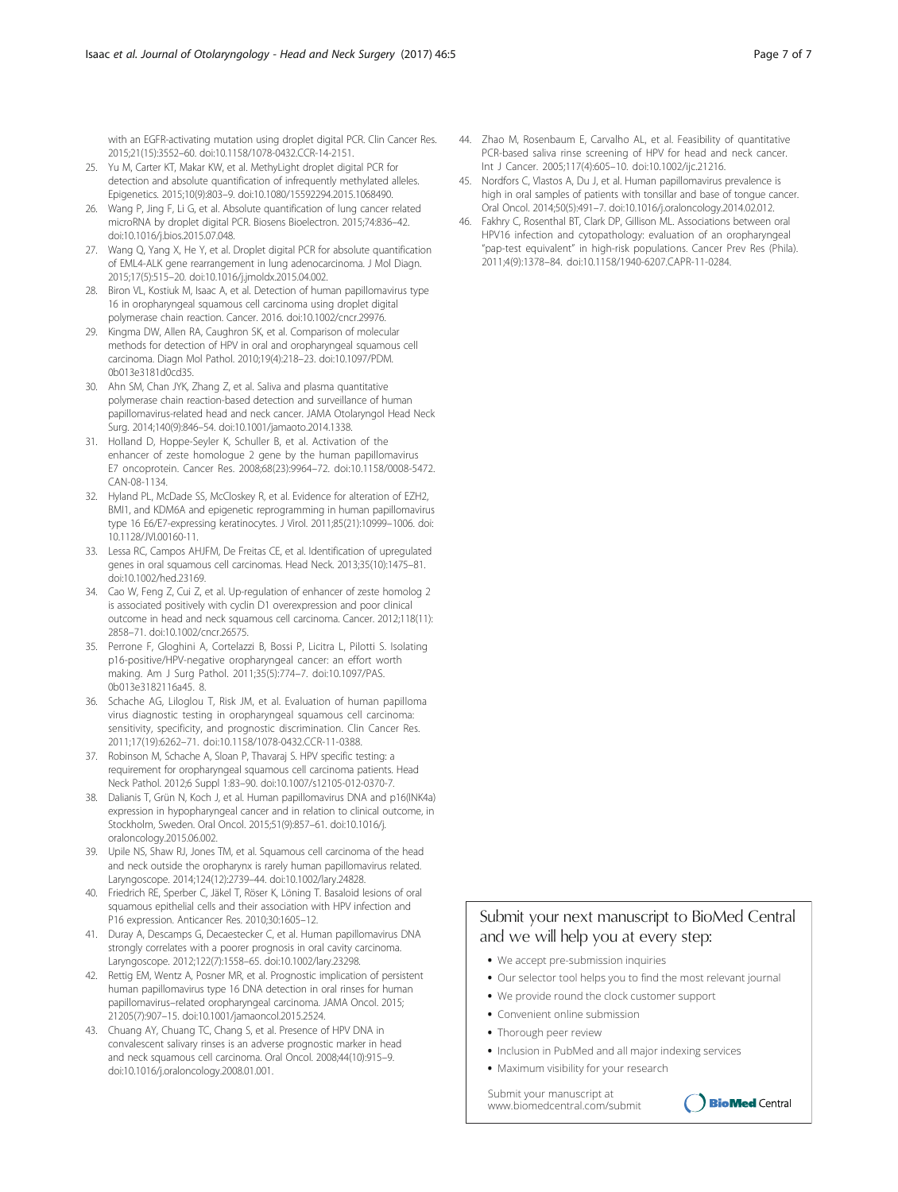with an EGFR-activating mutation using droplet digital PCR. Clin Cancer Res. 2015;21(15):3552–60. doi:10.1158/1078-0432.CCR-14-2151.

25. Yu M, Carter KT, Makar KW, et al. MethyLight droplet digital PCR for detection and absolute quantification of infrequently methylated alleles. Epigenetics. 2015;10(9):803–9. doi:10.1080/15592294.2015.1068490.
26. Wang P, Jing F, Li G, et al. Absolute quantification of lung cancer related microRNA by droplet digital PCR. Biosens Bioelectron. 2015;74:836–42. doi:10.1016/j.bios.2015.07.048.
27. Wang Q, Yang X, He Y, et al. Droplet digital PCR for absolute quantification of EML4-ALK gene rearrangement in lung adenocarcinoma. J Mol Diagn. 2015;17(5):515–20. doi:10.1016/j.jmoldx.2015.04.002.
28. Biron VL, Kostiuk M, Isaac A, et al. Detection of human papillomavirus type 16 in oropharyngeal squamous cell carcinoma using droplet digital polymerase chain reaction. Cancer. 2016. doi:10.1002/cncr.29976.
29. Kingma DW, Allen RA, Caughron SK, et al. Comparison of molecular methods for detection of HPV in oral and oropharyngeal squamous cell carcinoma. Diagn Mol Pathol. 2010;19(4):218–23. doi:10.1097/PDM.0b013e3181d0cd35.
30. Ahn SM, Chan JYK, Zhang Z, et al. Saliva and plasma quantitative polymerase chain reaction-based detection and surveillance of human papillomavirus-related head and neck cancer. JAMA Otolaryngol Head Neck Surg. 2014;140(9):846–54. doi:10.1001/jamaoto.2014.1338.
31. Holland D, Hoppe-Seyler K, Schuller B, et al. Activation of the enhancer of zeste homologue 2 gene by the human papillomavirus E7 oncoprotein. Cancer Res. 2008;68(23):9964–72. doi:10.1158/0008-5472.CAN-08-1134.
32. Hyland PL, McDade SS, McCloskey R, et al. Evidence for alteration of EZH2, BMI1, and KDM6A and epigenetic reprogramming in human papillomavirus type 16 E6/E7-expressing keratinocytes. J Virol. 2011;85(21):10999–1006. doi:10.1128/JVI.00160-11.
33. Lessa RC, Campos AHJFM, De Freitas CE, et al. Identification of upregulated genes in oral squamous cell carcinomas. Head Neck. 2013;35(10):1475–81. doi:10.1002/hed.23169.
34. Cao W, Feng Z, Cui Z, et al. Up-regulation of enhancer of zeste homolog 2 is associated positively with cyclin D1 overexpression and poor clinical outcome in head and neck squamous cell carcinoma. Cancer. 2012;118(11):2858–71. doi:10.1002/cncr.26575.
35. Perrone F, Gloghini A, Cortelazzi B, Bossi P, Licitra L, Pilotti S. Isolating p16-positive/HPV-negative oropharyngeal cancer: an effort worth making. Am J Surg Pathol. 2011;35(5):774–7. doi:10.1097/PAS.0b013e3182116a45. 8.
36. Schache AG, Liloglou T, Risk JM, et al. Evaluation of human papilloma virus diagnostic testing in oropharyngeal squamous cell carcinoma: sensitivity, specificity, and prognostic discrimination. Clin Cancer Res. 2011;17(19):6262–71. doi:10.1158/1078-0432.CCR-11-0388.
37. Robinson M, Schache A, Sloan P, Thavaraj S. HPV specific testing: a requirement for oropharyngeal squamous cell carcinoma patients. Head Neck Pathol. 2012;6 Suppl 1:83–90. doi:10.1007/s12105-012-0370-7.
38. Dalianis T, Grün N, Koch J, et al. Human papillomavirus DNA and p16(INK4a) expression in hypopharyngeal cancer and in relation to clinical outcome, in Stockholm, Sweden. Oral Oncol. 2015;51(9):857–61. doi:10.1016/j.oraloncology.2015.06.002.
39. Upile NS, Shaw RJ, Jones TM, et al. Squamous cell carcinoma of the head and neck outside the oropharynx is rarely human papillomavirus related. Laryngoscope. 2014;124(12):2739–44. doi:10.1002/lary.24828.
40. Friedrich RE, Sperber C, Jäkel T, Röser K, Löning T. Basaloid lesions of oral squamous epithelial cells and their association with HPV infection and P16 expression. Anticancer Res. 2010;30:1605–12.
41. Duray A, Descamps G, Decaestecker C, et al. Human papillomavirus DNA strongly correlates with a poorer prognosis in oral cavity carcinoma. Laryngoscope. 2012;122(7):1558–65. doi:10.1002/lary.23298.
42. Rettig EM, Wentz A, Posner MR, et al. Prognostic implication of persistent human papillomavirus type 16 DNA detection in oral rinses for human papillomavirus–related oropharyngeal carcinoma. JAMA Oncol. 2015;21205(7):907–15. doi:10.1001/jamaoncol.2015.2524.
43. Chuang AY, Chuang TC, Chang S, et al. Presence of HPV DNA in convalescent salivary rinses is an adverse prognostic marker in head and neck squamous cell carcinoma. Oral Oncol. 2008;44(10):915–9. doi:10.1016/j.oraloncology.2008.01.001.
44. Zhao M, Rosenbaum E, Carvalho AL, et al. Feasibility of quantitative PCR-based saliva rinse screening of HPV for head and neck cancer. Int J Cancer. 2005;117(4):605–10. doi:10.1002/ijc.21216.
45. Nordfors C, Vlastos A, Du J, et al. Human papillomavirus prevalence is high in oral samples of patients with tonsillar and base of tongue cancer. Oral Oncol. 2014;50(5):491–7. doi:10.1016/j.oraloncology.2014.02.012.
46. Fakhry C, Rosenthal BT, Clark DP, Gillison ML. Associations between oral HPV16 infection and cytopathology: evaluation of an oropharyngeal "pap-test equivalent" in high-risk populations. Cancer Prev Res (Phila). 2011;4(9):1378–84. doi:10.1158/1940-6207.CAPR-11-0284.

Submit your next manuscript to BioMed Central and we will help you at every step:

- We accept pre-submission inquiries
- Our selector tool helps you to find the most relevant journal
- We provide round the clock customer support
- Convenient online submission
- Thorough peer review
- Inclusion in PubMed and all major indexing services
- Maximum visibility for your research

Submit your manuscript at
www.biomedcentral.com/submit

BioMed Central